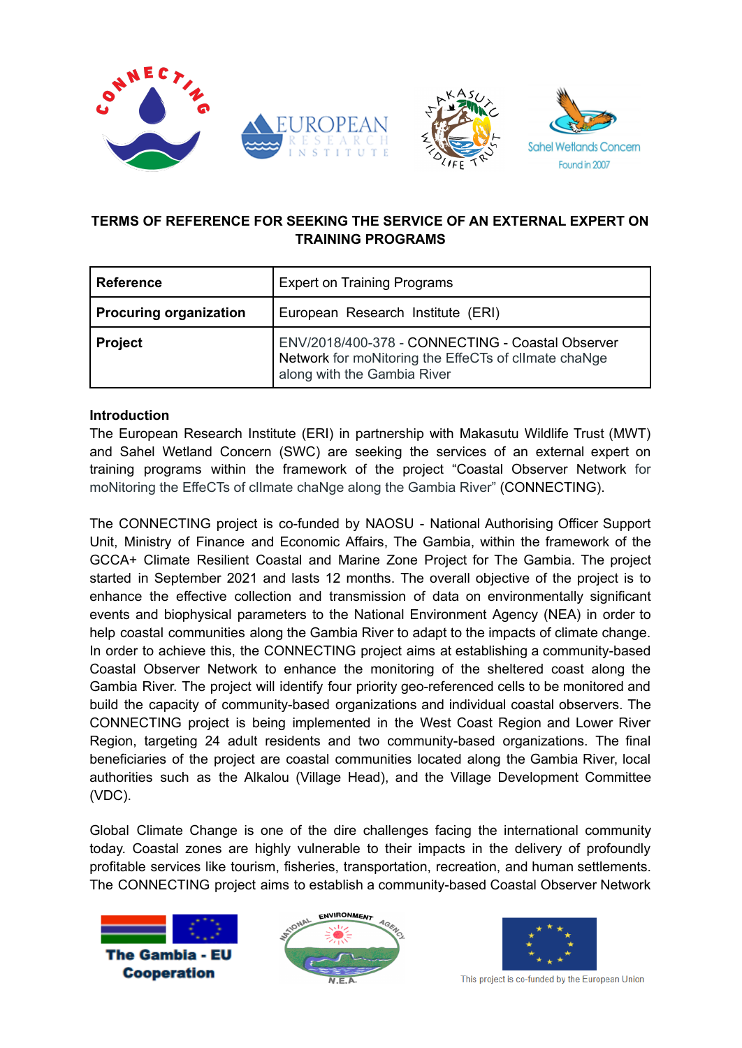## TERMS OF REFERENCE FOR SEEKING THE SERVICE OF AN EXTERNAL EXPERT ON TRAINING PROGRAMS

| **Reference** | Expert on Training Programs |
|---|---|
| **Procuring organization** | European Research Institute (ERI) |
| **Project** | ENV/2018/400-378 - CONNECTING - Coastal Observer Network for moNitoring the EffeCTs of clImate chaNge along with the Gambia River |

**Introduction**

The European Research Institute (ERI) in partnership with Makasutu Wildlife Trust (MWT) and Sahel Wetland Concern (SWC) are seeking the services of an external expert on training programs within the framework of the project "Coastal Observer Network for moNitoring the EffeCTs of clImate chaNge along the Gambia River" (CONNECTING).

The CONNECTING project is co-funded by NAOSU - National Authorising Officer Support Unit, Ministry of Finance and Economic Affairs, The Gambia, within the framework of the GCCA+ Climate Resilient Coastal and Marine Zone Project for The Gambia. The project started in September 2021 and lasts 12 months. The overall objective of the project is to enhance the effective collection and transmission of data on environmentally significant events and biophysical parameters to the National Environment Agency (NEA) in order to help coastal communities along the Gambia River to adapt to the impacts of climate change. In order to achieve this, the CONNECTING project aims at establishing a community-based Coastal Observer Network to enhance the monitoring of the sheltered coast along the Gambia River. The project will identify four priority geo-referenced cells to be monitored and build the capacity of community-based organizations and individual coastal observers. The CONNECTING project is being implemented in the West Coast Region and Lower River Region, targeting 24 adult residents and two community-based organizations. The final beneficiaries of the project are coastal communities located along the Gambia River, local authorities such as the Alkalou (Village Head), and the Village Development Committee (VDC).

Global Climate Change is one of the dire challenges facing the international community today. Coastal zones are highly vulnerable to their impacts in the delivery of profoundly profitable services like tourism, fisheries, transportation, recreation, and human settlements. The CONNECTING project aims to establish a community-based Coastal Observer Network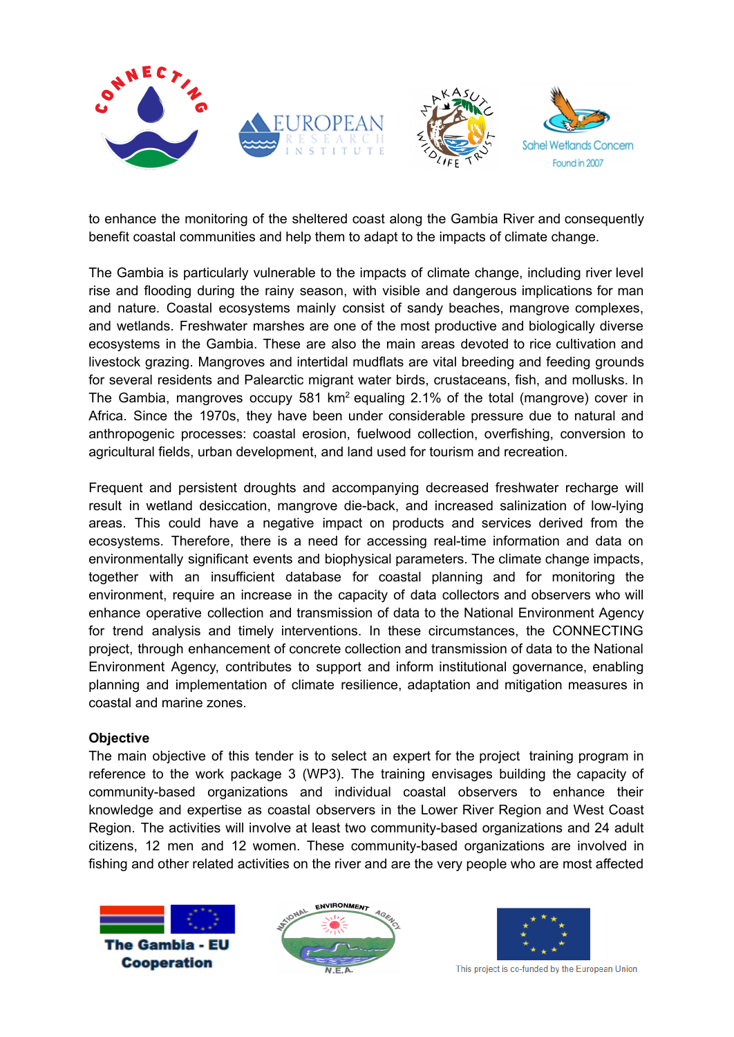to enhance the monitoring of the sheltered coast along the Gambia River and consequently benefit coastal communities and help them to adapt to the impacts of climate change.

The Gambia is particularly vulnerable to the impacts of climate change, including river level rise and flooding during the rainy season, with visible and dangerous implications for man and nature. Coastal ecosystems mainly consist of sandy beaches, mangrove complexes, and wetlands. Freshwater marshes are one of the most productive and biologically diverse ecosystems in the Gambia. These are also the main areas devoted to rice cultivation and livestock grazing. Mangroves and intertidal mudflats are vital breeding and feeding grounds for several residents and Palearctic migrant water birds, crustaceans, fish, and mollusks. In The Gambia, mangroves occupy 581 $km^2$ equaling 2.1% of the total (mangrove) cover in Africa. Since the 1970s, they have been under considerable pressure due to natural and anthropogenic processes: coastal erosion, fuelwood collection, overfishing, conversion to agricultural fields, urban development, and land used for tourism and recreation.

Frequent and persistent droughts and accompanying decreased freshwater recharge will result in wetland desiccation, mangrove die-back, and increased salinization of low-lying areas. This could have a negative impact on products and services derived from the ecosystems. Therefore, there is a need for accessing real-time information and data on environmentally significant events and biophysical parameters. The climate change impacts, together with an insufficient database for coastal planning and for monitoring the environment, require an increase in the capacity of data collectors and observers who will enhance operative collection and transmission of data to the National Environment Agency for trend analysis and timely interventions. In these circumstances, the CONNECTING project, through enhancement of concrete collection and transmission of data to the National Environment Agency, contributes to support and inform institutional governance, enabling planning and implementation of climate resilience, adaptation and mitigation measures in coastal and marine zones.

**Objective**

The main objective of this tender is to select an expert for the project training program in reference to the work package 3 (WP3). The training envisages building the capacity of community-based organizations and individual coastal observers to enhance their knowledge and expertise as coastal observers in the Lower River Region and West Coast Region. The activities will involve at least two community-based organizations and 24 adult citizens, 12 men and 12 women. These community-based organizations are involved in fishing and other related activities on the river and are the very people who are most affected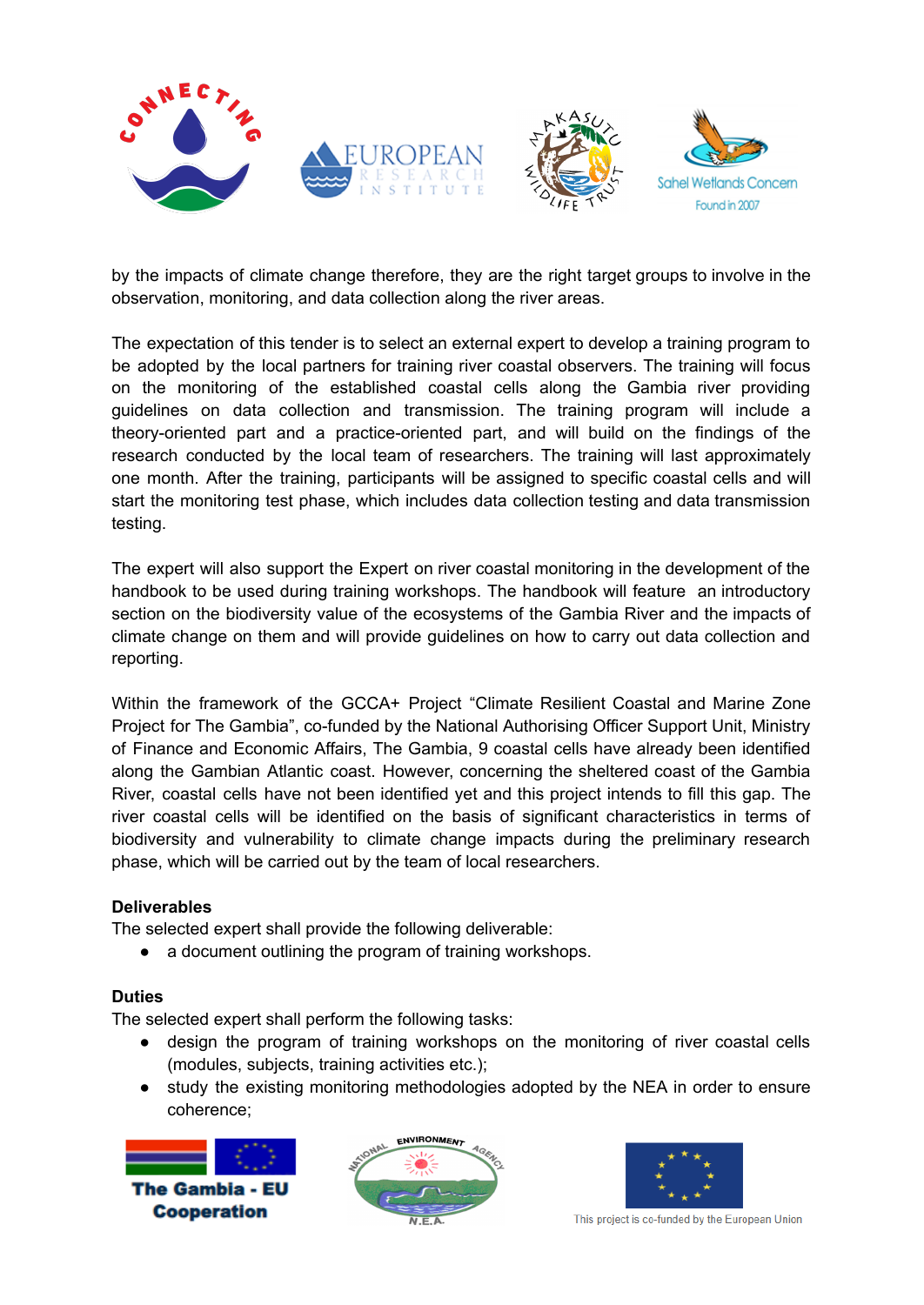by the impacts of climate change therefore, they are the right target groups to involve in the observation, monitoring, and data collection along the river areas.

The expectation of this tender is to select an external expert to develop a training program to be adopted by the local partners for training river coastal observers. The training will focus on the monitoring of the established coastal cells along the Gambia river providing guidelines on data collection and transmission. The training program will include a theory-oriented part and a practice-oriented part, and will build on the findings of the research conducted by the local team of researchers. The training will last approximately one month. After the training, participants will be assigned to specific coastal cells and will start the monitoring test phase, which includes data collection testing and data transmission testing.

The expert will also support the Expert on river coastal monitoring in the development of the handbook to be used during training workshops. The handbook will feature an introductory section on the biodiversity value of the ecosystems of the Gambia River and the impacts of climate change on them and will provide guidelines on how to carry out data collection and reporting.

Within the framework of the GCCA+ Project "Climate Resilient Coastal and Marine Zone Project for The Gambia", co-funded by the National Authorising Officer Support Unit, Ministry of Finance and Economic Affairs, The Gambia, 9 coastal cells have already been identified along the Gambian Atlantic coast. However, concerning the sheltered coast of the Gambia River, coastal cells have not been identified yet and this project intends to fill this gap. The river coastal cells will be identified on the basis of significant characteristics in terms of biodiversity and vulnerability to climate change impacts during the preliminary research phase, which will be carried out by the team of local researchers.

**Deliverables**

The selected expert shall provide the following deliverable:

- a document outlining the program of training workshops.

**Duties**

The selected expert shall perform the following tasks:

- design the program of training workshops on the monitoring of river coastal cells (modules, subjects, training activities etc.);
- study the existing monitoring methodologies adopted by the NEA in order to ensure coherence;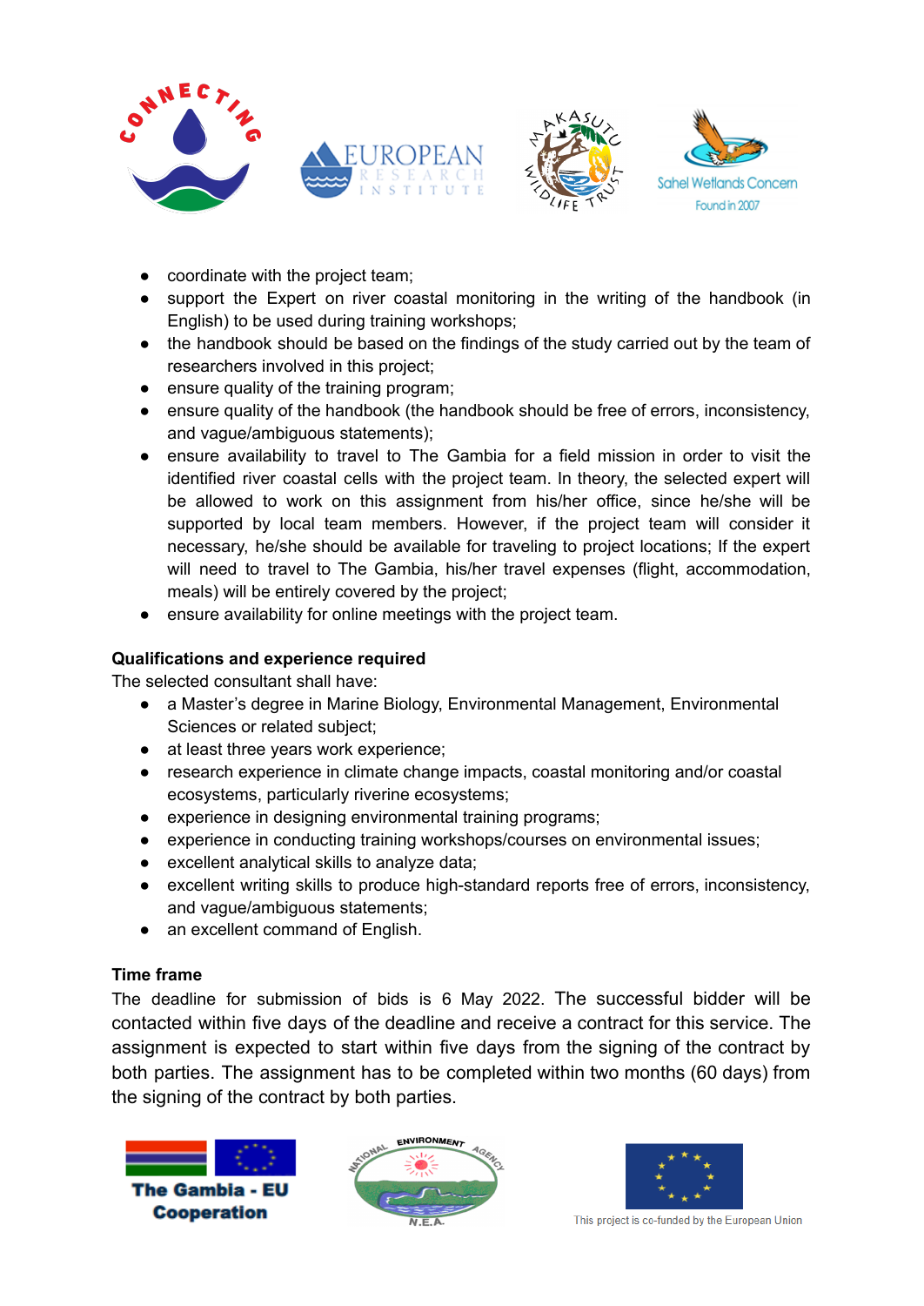- coordinate with the project team;
- support the Expert on river coastal monitoring in the writing of the handbook (in English) to be used during training workshops;
- the handbook should be based on the findings of the study carried out by the team of researchers involved in this project;
- ensure quality of the training program;
- ensure quality of the handbook (the handbook should be free of errors, inconsistency, and vague/ambiguous statements);
- ensure availability to travel to The Gambia for a field mission in order to visit the identified river coastal cells with the project team. In theory, the selected expert will be allowed to work on this assignment from his/her office, since he/she will be supported by local team members. However, if the project team will consider it necessary, he/she should be available for traveling to project locations; If the expert will need to travel to The Gambia, his/her travel expenses (flight, accommodation, meals) will be entirely covered by the project;
- ensure availability for online meetings with the project team.

**Qualifications and experience required**

The selected consultant shall have:

- a Master's degree in Marine Biology, Environmental Management, Environmental Sciences or related subject;
- at least three years work experience;
- research experience in climate change impacts, coastal monitoring and/or coastal ecosystems, particularly riverine ecosystems;
- experience in designing environmental training programs;
- experience in conducting training workshops/courses on environmental issues;
- excellent analytical skills to analyze data;
- excellent writing skills to produce high-standard reports free of errors, inconsistency, and vague/ambiguous statements;
- an excellent command of English.

**Time frame**

The deadline for submission of bids is 6 May 2022. The successful bidder will be contacted within five days of the deadline and receive a contract for this service. The assignment is expected to start within five days from the signing of the contract by both parties. The assignment has to be completed within two months (60 days) from the signing of the contract by both parties.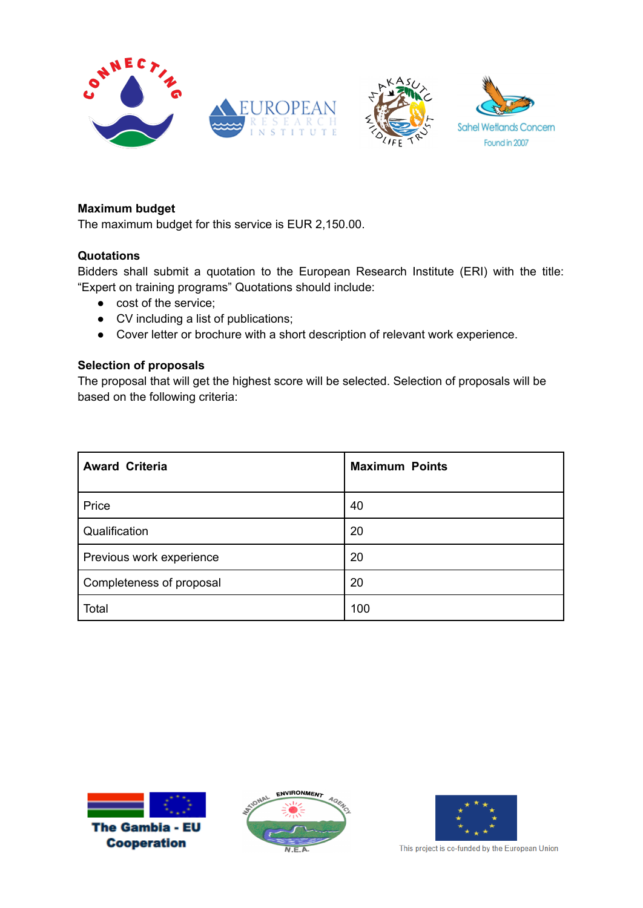**Maximum budget**

The maximum budget for this service is EUR 2,150.00.

**Quotations**

Bidders shall submit a quotation to the European Research Institute (ERI) with the title: "Expert on training programs" Quotations should include:

- cost of the service;
- CV including a list of publications;
- Cover letter or brochure with a short description of relevant work experience.

**Selection of proposals**

The proposal that will get the highest score will be selected. Selection of proposals will be based on the following criteria:

| **Award Criteria** | **Maximum Points** |
| --- | --- |
| Price | 40 |
| Qualification | 20 |
| Previous work experience | 20 |
| Completeness of proposal | 20 |
| Total | 100 |

This project is co-funded by the European Union